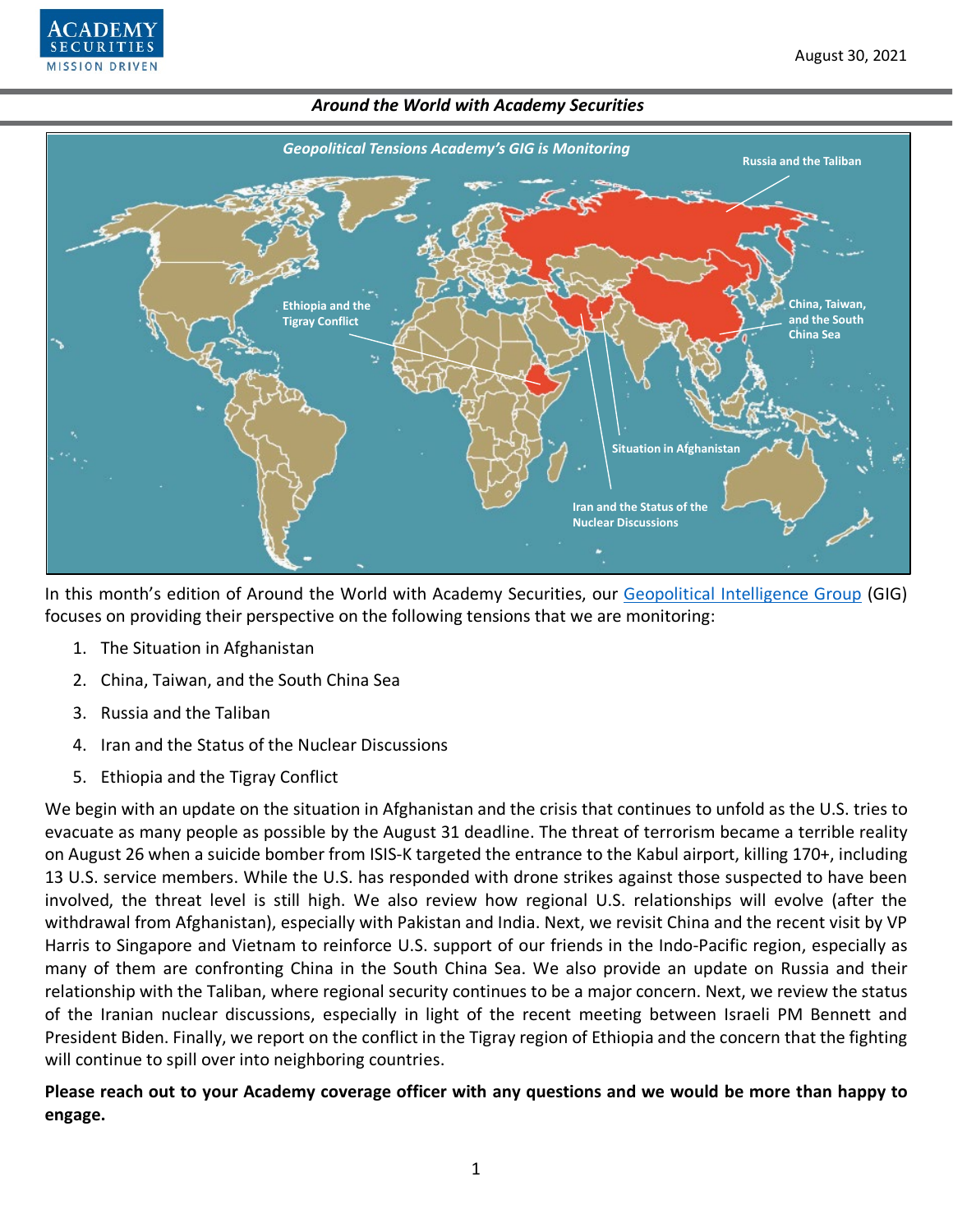August 30, 2021

*Around the World with Academy Securities*

*Geopolitical Tensions Academy's GIG is Monitoring*

In this month's edition of Around the World with Academy Securities, our Geopolitical Intelligence Group (GIG) focuses on providing their perspective on the following tensions that we are monitoring:

1. The Situation in Afghanistan
2. China, Taiwan, and the South China Sea
3. Russia and the Taliban
4. Iran and the Status of the Nuclear Discussions
5. Ethiopia and the Tigray Conflict

We begin with an update on the situation in Afghanistan and the crisis that continues to unfold as the U.S. tries to evacuate as many people as possible by the August 31 deadline. The threat of terrorism became a terrible reality on August 26 when a suicide bomber from ISIS-K targeted the entrance to the Kabul airport, killing 170+, including 13 U.S. service members. While the U.S. has responded with drone strikes against those suspected to have been involved, the threat level is still high. We also review how regional U.S. relationships will evolve (after the withdrawal from Afghanistan), especially with Pakistan and India. Next, we revisit China and the recent visit by VP Harris to Singapore and Vietnam to reinforce U.S. support of our friends in the Indo-Pacific region, especially as many of them are confronting China in the South China Sea. We also provide an update on Russia and their relationship with the Taliban, where regional security continues to be a major concern. Next, we review the status of the Iranian nuclear discussions, especially in light of the recent meeting between Israeli PM Bennett and President Biden. Finally, we report on the conflict in the Tigray region of Ethiopia and the concern that the fighting will continue to spill over into neighboring countries.

**Please reach out to your Academy coverage officer with any questions and we would be more than happy to engage.**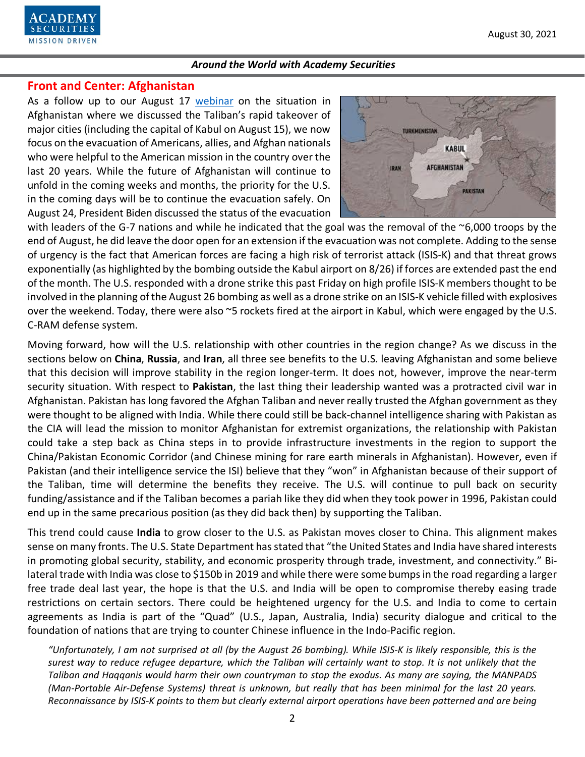## Front and Center: Afghanistan

As a follow up to our August 17 [webinar](webinar) on the situation in Afghanistan where we discussed the Taliban's rapid takeover of major cities (including the capital of Kabul on August 15), we now focus on the evacuation of Americans, allies, and Afghan nationals who were helpful to the American mission in the country over the last 20 years. While the future of Afghanistan will continue to unfold in the coming weeks and months, the priority for the U.S. in the coming days will be to continue the evacuation safely. On August 24, President Biden discussed the status of the evacuation with leaders of the G-7 nations and while he indicated that the goal was the removal of the ~6,000 troops by the end of August, he did leave the door open for an extension if the evacuation was not complete. Adding to the sense of urgency is the fact that American forces are facing a high risk of terrorist attack (ISIS-K) and that threat grows exponentially (as highlighted by the bombing outside the Kabul airport on 8/26) if forces are extended past the end of the month. The U.S. responded with a drone strike this past Friday on high profile ISIS-K members thought to be involved in the planning of the August 26 bombing as well as a drone strike on an ISIS-K vehicle filled with explosives over the weekend. Today, there were also ~5 rockets fired at the airport in Kabul, which were engaged by the U.S. C-RAM defense system.

Moving forward, how will the U.S. relationship with other countries in the region change? As we discuss in the sections below on **China**, **Russia**, and **Iran**, all three see benefits to the U.S. leaving Afghanistan and some believe that this decision will improve stability in the region longer-term. It does not, however, improve the near-term security situation. With respect to **Pakistan**, the last thing their leadership wanted was a protracted civil war in Afghanistan. Pakistan has long favored the Afghan Taliban and never really trusted the Afghan government as they were thought to be aligned with India. While there could still be back-channel intelligence sharing with Pakistan as the CIA will lead the mission to monitor Afghanistan for extremist organizations, the relationship with Pakistan could take a step back as China steps in to provide infrastructure investments in the region to support the China/Pakistan Economic Corridor (and Chinese mining for rare earth minerals in Afghanistan). However, even if Pakistan (and their intelligence service the ISI) believe that they "won" in Afghanistan because of their support of the Taliban, time will determine the benefits they receive. The U.S. will continue to pull back on security funding/assistance and if the Taliban becomes a pariah like they did when they took power in 1996, Pakistan could end up in the same precarious position (as they did back then) by supporting the Taliban.

This trend could cause **India** to grow closer to the U.S. as Pakistan moves closer to China. This alignment makes sense on many fronts. The U.S. State Department has stated that "the United States and India have shared interests in promoting global security, stability, and economic prosperity through trade, investment, and connectivity." Bi-lateral trade with India was close to $150b in 2019 and while there were some bumps in the road regarding a larger free trade deal last year, the hope is that the U.S. and India will be open to compromise thereby easing trade restrictions on certain sectors. There could be heightened urgency for the U.S. and India to come to certain agreements as India is part of the "Quad" (U.S., Japan, Australia, India) security dialogue and critical to the foundation of nations that are trying to counter Chinese influence in the Indo-Pacific region.

*"Unfortunately, I am not surprised at all (by the August 26 bombing). While ISIS-K is likely responsible, this is the surest way to reduce refugee departure, which the Taliban will certainly want to stop. It is not unlikely that the Taliban and Haqqanis would harm their own countryman to stop the exodus. As many are saying, the MANPADS (Man-Portable Air-Defense Systems) threat is unknown, but really that has been minimal for the last 20 years. Reconnaissance by ISIS-K points to them but clearly external airport operations have been patterned and are being*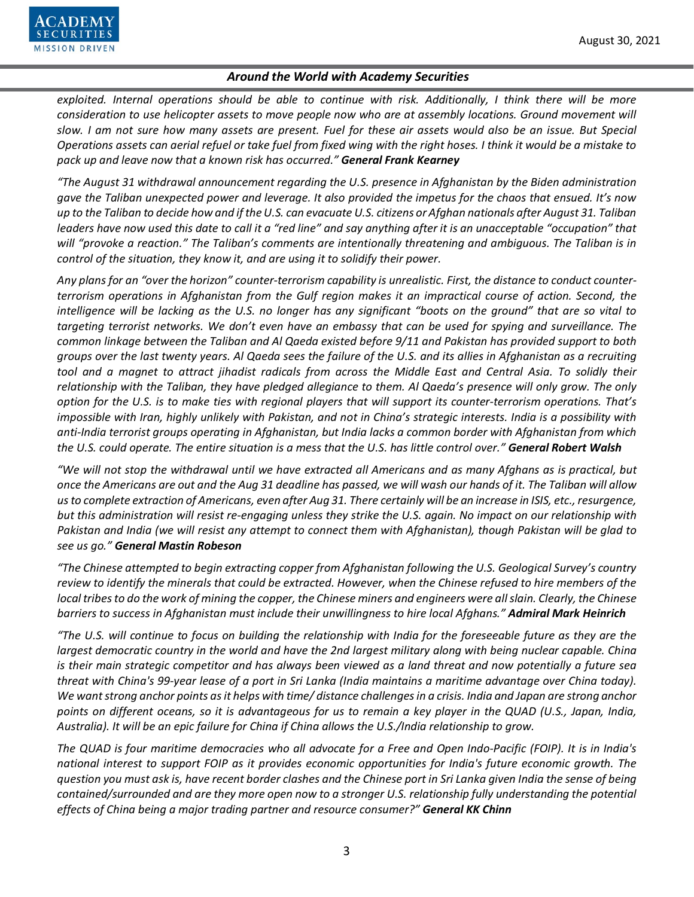*exploited. Internal operations should be able to continue with risk. Additionally, I think there will be more consideration to use helicopter assets to move people now who are at assembly locations. Ground movement will slow. I am not sure how many assets are present. Fuel for these air assets would also be an issue. But Special Operations assets can aerial refuel or take fuel from fixed wing with the right hoses. I think it would be a mistake to pack up and leave now that a known risk has occurred."* ***General Frank Kearney***

*"The August 31 withdrawal announcement regarding the U.S. presence in Afghanistan by the Biden administration gave the Taliban unexpected power and leverage. It also provided the impetus for the chaos that ensued. It's now up to the Taliban to decide how and if the U.S. can evacuate U.S. citizens or Afghan nationals after August 31. Taliban leaders have now used this date to call it a "red line" and say anything after it is an unacceptable "occupation" that will "provoke a reaction." The Taliban's comments are intentionally threatening and ambiguous. The Taliban is in control of the situation, they know it, and are using it to solidify their power.*

*Any plans for an "over the horizon" counter-terrorism capability is unrealistic. First, the distance to conduct counter-terrorism operations in Afghanistan from the Gulf region makes it an impractical course of action. Second, the intelligence will be lacking as the U.S. no longer has any significant "boots on the ground" that are so vital to targeting terrorist networks. We don't even have an embassy that can be used for spying and surveillance. The common linkage between the Taliban and Al Qaeda existed before 9/11 and Pakistan has provided support to both groups over the last twenty years. Al Qaeda sees the failure of the U.S. and its allies in Afghanistan as a recruiting tool and a magnet to attract jihadist radicals from across the Middle East and Central Asia. To solidly their relationship with the Taliban, they have pledged allegiance to them. Al Qaeda's presence will only grow. The only option for the U.S. is to make ties with regional players that will support its counter-terrorism operations. That's impossible with Iran, highly unlikely with Pakistan, and not in China's strategic interests. India is a possibility with anti-India terrorist groups operating in Afghanistan, but India lacks a common border with Afghanistan from which the U.S. could operate. The entire situation is a mess that the U.S. has little control over."* ***General Robert Walsh***

*"We will not stop the withdrawal until we have extracted all Americans and as many Afghans as is practical, but once the Americans are out and the Aug 31 deadline has passed, we will wash our hands of it. The Taliban will allow us to complete extraction of Americans, even after Aug 31. There certainly will be an increase in ISIS, etc., resurgence, but this administration will resist re-engaging unless they strike the U.S. again. No impact on our relationship with Pakistan and India (we will resist any attempt to connect them with Afghanistan), though Pakistan will be glad to see us go."* ***General Mastin Robeson***

*"The Chinese attempted to begin extracting copper from Afghanistan following the U.S. Geological Survey's country review to identify the minerals that could be extracted. However, when the Chinese refused to hire members of the local tribes to do the work of mining the copper, the Chinese miners and engineers were all slain. Clearly, the Chinese barriers to success in Afghanistan must include their unwillingness to hire local Afghans."* ***Admiral Mark Heinrich***

*"The U.S. will continue to focus on building the relationship with India for the foreseeable future as they are the largest democratic country in the world and have the 2nd largest military along with being nuclear capable. China is their main strategic competitor and has always been viewed as a land threat and now potentially a future sea threat with China's 99-year lease of a port in Sri Lanka (India maintains a maritime advantage over China today). We want strong anchor points as it helps with time/ distance challenges in a crisis. India and Japan are strong anchor points on different oceans, so it is advantageous for us to remain a key player in the QUAD (U.S., Japan, India, Australia). It will be an epic failure for China if China allows the U.S./India relationship to grow.*

*The QUAD is four maritime democracies who all advocate for a Free and Open Indo-Pacific (FOIP). It is in India's national interest to support FOIP as it provides economic opportunities for India's future economic growth. The question you must ask is, have recent border clashes and the Chinese port in Sri Lanka given India the sense of being contained/surrounded and are they more open now to a stronger U.S. relationship fully understanding the potential effects of China being a major trading partner and resource consumer?"* ***General KK Chinn***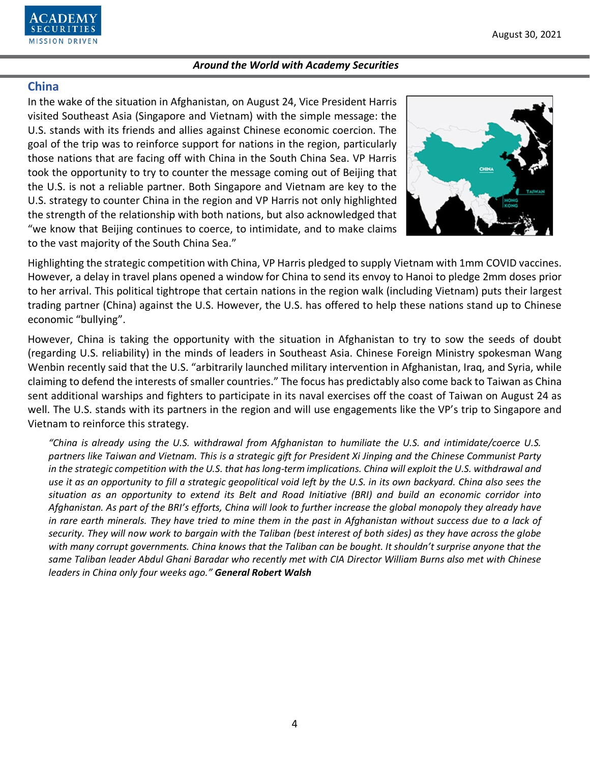## China

In the wake of the situation in Afghanistan, on August 24, Vice President Harris visited Southeast Asia (Singapore and Vietnam) with the simple message: the U.S. stands with its friends and allies against Chinese economic coercion. The goal of the trip was to reinforce support for nations in the region, particularly those nations that are facing off with China in the South China Sea. VP Harris took the opportunity to try to counter the message coming out of Beijing that the U.S. is not a reliable partner. Both Singapore and Vietnam are key to the U.S. strategy to counter China in the region and VP Harris not only highlighted the strength of the relationship with both nations, but also acknowledged that "we know that Beijing continues to coerce, to intimidate, and to make claims to the vast majority of the South China Sea."

Highlighting the strategic competition with China, VP Harris pledged to supply Vietnam with 1mm COVID vaccines. However, a delay in travel plans opened a window for China to send its envoy to Hanoi to pledge 2mm doses prior to her arrival. This political tightrope that certain nations in the region walk (including Vietnam) puts their largest trading partner (China) against the U.S. However, the U.S. has offered to help these nations stand up to Chinese economic "bullying".

However, China is taking the opportunity with the situation in Afghanistan to try to sow the seeds of doubt (regarding U.S. reliability) in the minds of leaders in Southeast Asia. Chinese Foreign Ministry spokesman Wang Wenbin recently said that the U.S. "arbitrarily launched military intervention in Afghanistan, Iraq, and Syria, while claiming to defend the interests of smaller countries." The focus has predictably also come back to Taiwan as China sent additional warships and fighters to participate in its naval exercises off the coast of Taiwan on August 24 as well. The U.S. stands with its partners in the region and will use engagements like the VP's trip to Singapore and Vietnam to reinforce this strategy.

> *"China is already using the U.S. withdrawal from Afghanistan to humiliate the U.S. and intimidate/coerce U.S. partners like Taiwan and Vietnam. This is a strategic gift for President Xi Jinping and the Chinese Communist Party in the strategic competition with the U.S. that has long-term implications. China will exploit the U.S. withdrawal and use it as an opportunity to fill a strategic geopolitical void left by the U.S. in its own backyard. China also sees the situation as an opportunity to extend its Belt and Road Initiative (BRI) and build an economic corridor into Afghanistan. As part of the BRI's efforts, China will look to further increase the global monopoly they already have in rare earth minerals. They have tried to mine them in the past in Afghanistan without success due to a lack of security. They will now work to bargain with the Taliban (best interest of both sides) as they have across the globe with many corrupt governments. China knows that the Taliban can be bought. It shouldn't surprise anyone that the same Taliban leader Abdul Ghani Baradar who recently met with CIA Director William Burns also met with Chinese leaders in China only four weeks ago."* ***General Robert Walsh***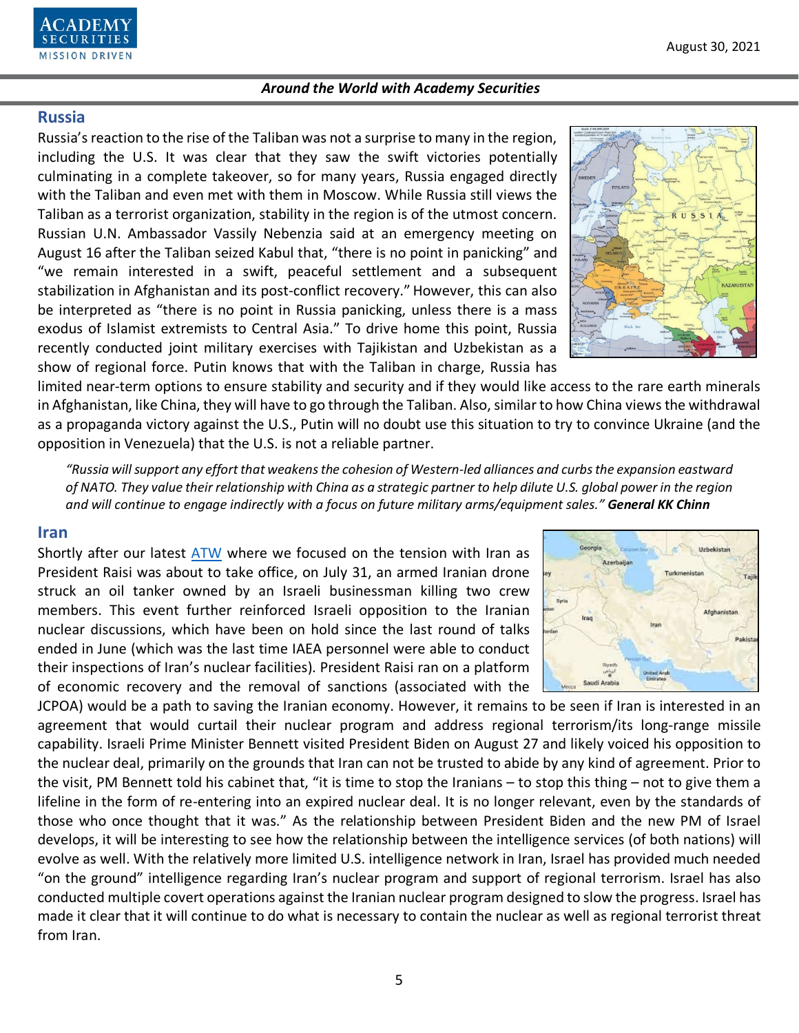## Russia

Russia's reaction to the rise of the Taliban was not a surprise to many in the region, including the U.S. It was clear that they saw the swift victories potentially culminating in a complete takeover, so for many years, Russia engaged directly with the Taliban and even met with them in Moscow. While Russia still views the Taliban as a terrorist organization, stability in the region is of the utmost concern. Russian U.N. Ambassador Vassily Nebenzia said at an emergency meeting on August 16 after the Taliban seized Kabul that, "there is no point in panicking" and "we remain interested in a swift, peaceful settlement and a subsequent stabilization in Afghanistan and its post-conflict recovery." However, this can also be interpreted as "there is no point in Russia panicking, unless there is a mass exodus of Islamist extremists to Central Asia." To drive home this point, Russia recently conducted joint military exercises with Tajikistan and Uzbekistan as a show of regional force. Putin knows that with the Taliban in charge, Russia has limited near-term options to ensure stability and security and if they would like access to the rare earth minerals in Afghanistan, like China, they will have to go through the Taliban. Also, similar to how China views the withdrawal as a propaganda victory against the U.S., Putin will no doubt use this situation to try to convince Ukraine (and the opposition in Venezuela) that the U.S. is not a reliable partner.

> *"Russia will support any effort that weakens the cohesion of Western-led alliances and curbs the expansion eastward of NATO. They value their relationship with China as a strategic partner to help dilute U.S. global power in the region and will continue to engage indirectly with a focus on future military arms/equipment sales."* ***General KK Chinn***

## Iran

Shortly after our latest ATW where we focused on the tension with Iran as President Raisi was about to take office, on July 31, an armed Iranian drone struck an oil tanker owned by an Israeli businessman killing two crew members. This event further reinforced Israeli opposition to the Iranian nuclear discussions, which have been on hold since the last round of talks ended in June (which was the last time IAEA personnel were able to conduct their inspections of Iran's nuclear facilities). President Raisi ran on a platform of economic recovery and the removal of sanctions (associated with the JCPOA) would be a path to saving the Iranian economy. However, it remains to be seen if Iran is interested in an agreement that would curtail their nuclear program and address regional terrorism/its long-range missile capability. Israeli Prime Minister Bennett visited President Biden on August 27 and likely voiced his opposition to the nuclear deal, primarily on the grounds that Iran can not be trusted to abide by any kind of agreement. Prior to the visit, PM Bennett told his cabinet that, "it is time to stop the Iranians – to stop this thing – not to give them a lifeline in the form of re-entering into an expired nuclear deal. It is no longer relevant, even by the standards of those who once thought that it was." As the relationship between President Biden and the new PM of Israel develops, it will be interesting to see how the relationship between the intelligence services (of both nations) will evolve as well. With the relatively more limited U.S. intelligence network in Iran, Israel has provided much needed "on the ground" intelligence regarding Iran's nuclear program and support of regional terrorism. Israel has also conducted multiple covert operations against the Iranian nuclear program designed to slow the progress. Israel has made it clear that it will continue to do what is necessary to contain the nuclear as well as regional terrorist threat from Iran.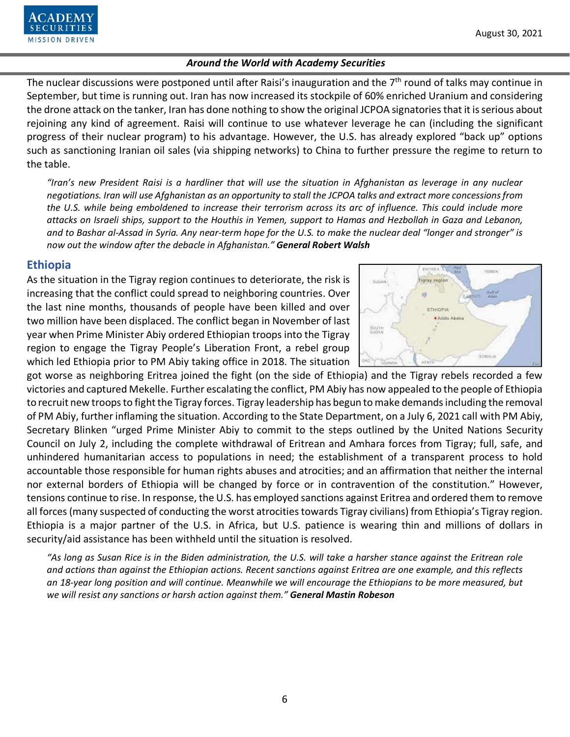The nuclear discussions were postponed until after Raisi's inauguration and the 7th round of talks may continue in September, but time is running out. Iran has now increased its stockpile of 60% enriched Uranium and considering the drone attack on the tanker, Iran has done nothing to show the original JCPOA signatories that it is serious about rejoining any kind of agreement. Raisi will continue to use whatever leverage he can (including the significant progress of their nuclear program) to his advantage. However, the U.S. has already explored "back up" options such as sanctioning Iranian oil sales (via shipping networks) to China to further pressure the regime to return to the table.

*"Iran's new President Raisi is a hardliner that will use the situation in Afghanistan as leverage in any nuclear negotiations. Iran will use Afghanistan as an opportunity to stall the JCPOA talks and extract more concessions from the U.S. while being emboldened to increase their terrorism across its arc of influence. This could include more attacks on Israeli ships, support to the Houthis in Yemen, support to Hamas and Hezbollah in Gaza and Lebanon, and to Bashar al-Assad in Syria. Any near-term hope for the U.S. to make the nuclear deal "longer and stronger" is now out the window after the debacle in Afghanistan."* ***General Robert Walsh***

## Ethiopia

As the situation in the Tigray region continues to deteriorate, the risk is increasing that the conflict could spread to neighboring countries. Over the last nine months, thousands of people have been killed and over two million have been displaced. The conflict began in November of last year when Prime Minister Abiy ordered Ethiopian troops into the Tigray region to engage the Tigray People's Liberation Front, a rebel group which led Ethiopia prior to PM Abiy taking office in 2018. The situation got worse as neighboring Eritrea joined the fight (on the side of Ethiopia) and the Tigray rebels recorded a few victories and captured Mekelle. Further escalating the conflict, PM Abiy has now appealed to the people of Ethiopia to recruit new troops to fight the Tigray forces. Tigray leadership has begun to make demands including the removal of PM Abiy, further inflaming the situation. According to the State Department, on a July 6, 2021 call with PM Abiy, Secretary Blinken "urged Prime Minister Abiy to commit to the steps outlined by the United Nations Security Council on July 2, including the complete withdrawal of Eritrean and Amhara forces from Tigray; full, safe, and unhindered humanitarian access to populations in need; the establishment of a transparent process to hold accountable those responsible for human rights abuses and atrocities; and an affirmation that neither the internal nor external borders of Ethiopia will be changed by force or in contravention of the constitution." However, tensions continue to rise. In response, the U.S. has employed sanctions against Eritrea and ordered them to remove all forces (many suspected of conducting the worst atrocities towards Tigray civilians) from Ethiopia's Tigray region. Ethiopia is a major partner of the U.S. in Africa, but U.S. patience is wearing thin and millions of dollars in security/aid assistance has been withheld until the situation is resolved.

*"As long as Susan Rice is in the Biden administration, the U.S. will take a harsher stance against the Eritrean role and actions than against the Ethiopian actions. Recent sanctions against Eritrea are one example, and this reflects an 18-year long position and will continue. Meanwhile we will encourage the Ethiopians to be more measured, but we will resist any sanctions or harsh action against them."* ***General Mastin Robeson***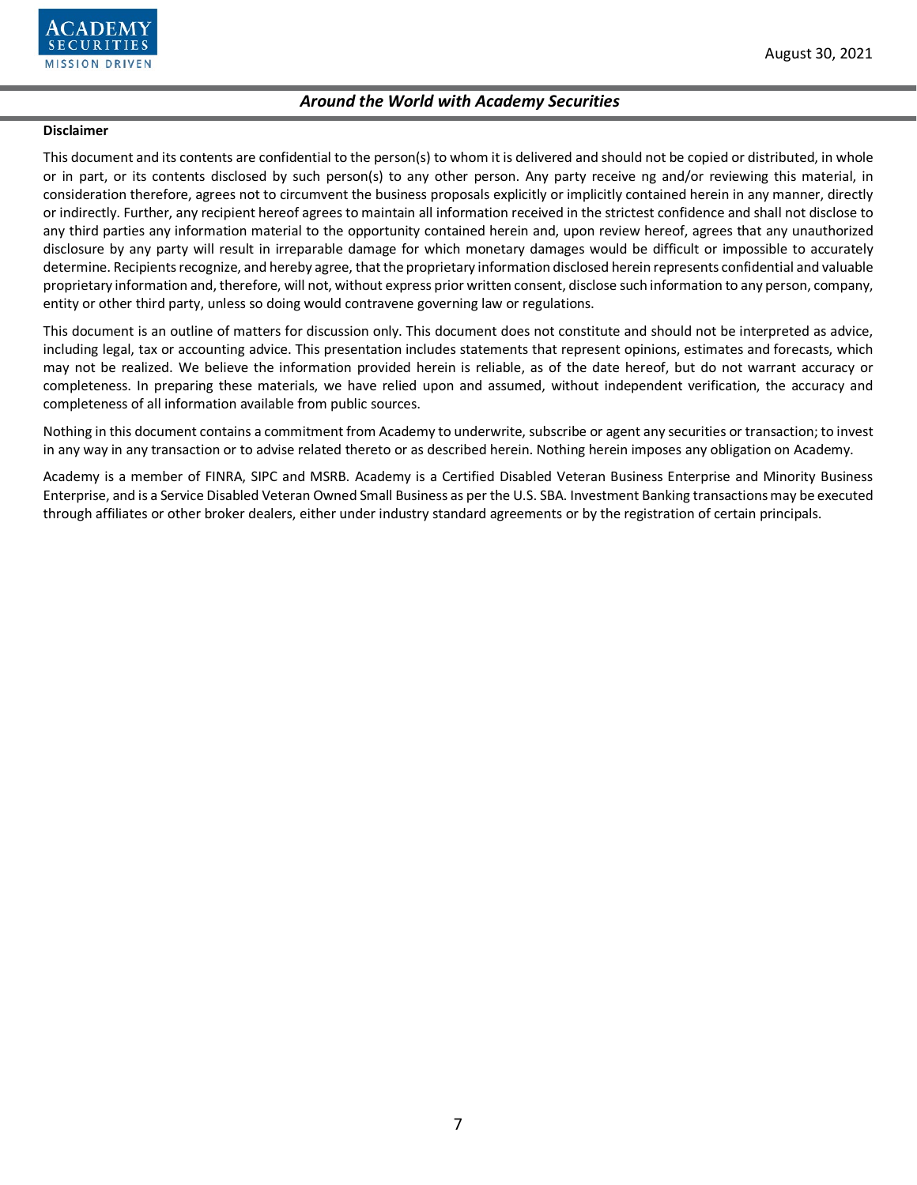**Disclaimer**

This document and its contents are confidential to the person(s) to whom it is delivered and should not be copied or distributed, in whole or in part, or its contents disclosed by such person(s) to any other person. Any party receive ng and/or reviewing this material, in consideration therefore, agrees not to circumvent the business proposals explicitly or implicitly contained herein in any manner, directly or indirectly. Further, any recipient hereof agrees to maintain all information received in the strictest confidence and shall not disclose to any third parties any information material to the opportunity contained herein and, upon review hereof, agrees that any unauthorized disclosure by any party will result in irreparable damage for which monetary damages would be difficult or impossible to accurately determine. Recipients recognize, and hereby agree, that the proprietary information disclosed herein represents confidential and valuable proprietary information and, therefore, will not, without express prior written consent, disclose such information to any person, company, entity or other third party, unless so doing would contravene governing law or regulations.

This document is an outline of matters for discussion only. This document does not constitute and should not be interpreted as advice, including legal, tax or accounting advice. This presentation includes statements that represent opinions, estimates and forecasts, which may not be realized. We believe the information provided herein is reliable, as of the date hereof, but do not warrant accuracy or completeness. In preparing these materials, we have relied upon and assumed, without independent verification, the accuracy and completeness of all information available from public sources.

Nothing in this document contains a commitment from Academy to underwrite, subscribe or agent any securities or transaction; to invest in any way in any transaction or to advise related thereto or as described herein. Nothing herein imposes any obligation on Academy.

Academy is a member of FINRA, SIPC and MSRB. Academy is a Certified Disabled Veteran Business Enterprise and Minority Business Enterprise, and is a Service Disabled Veteran Owned Small Business as per the U.S. SBA. Investment Banking transactions may be executed through affiliates or other broker dealers, either under industry standard agreements or by the registration of certain principals.